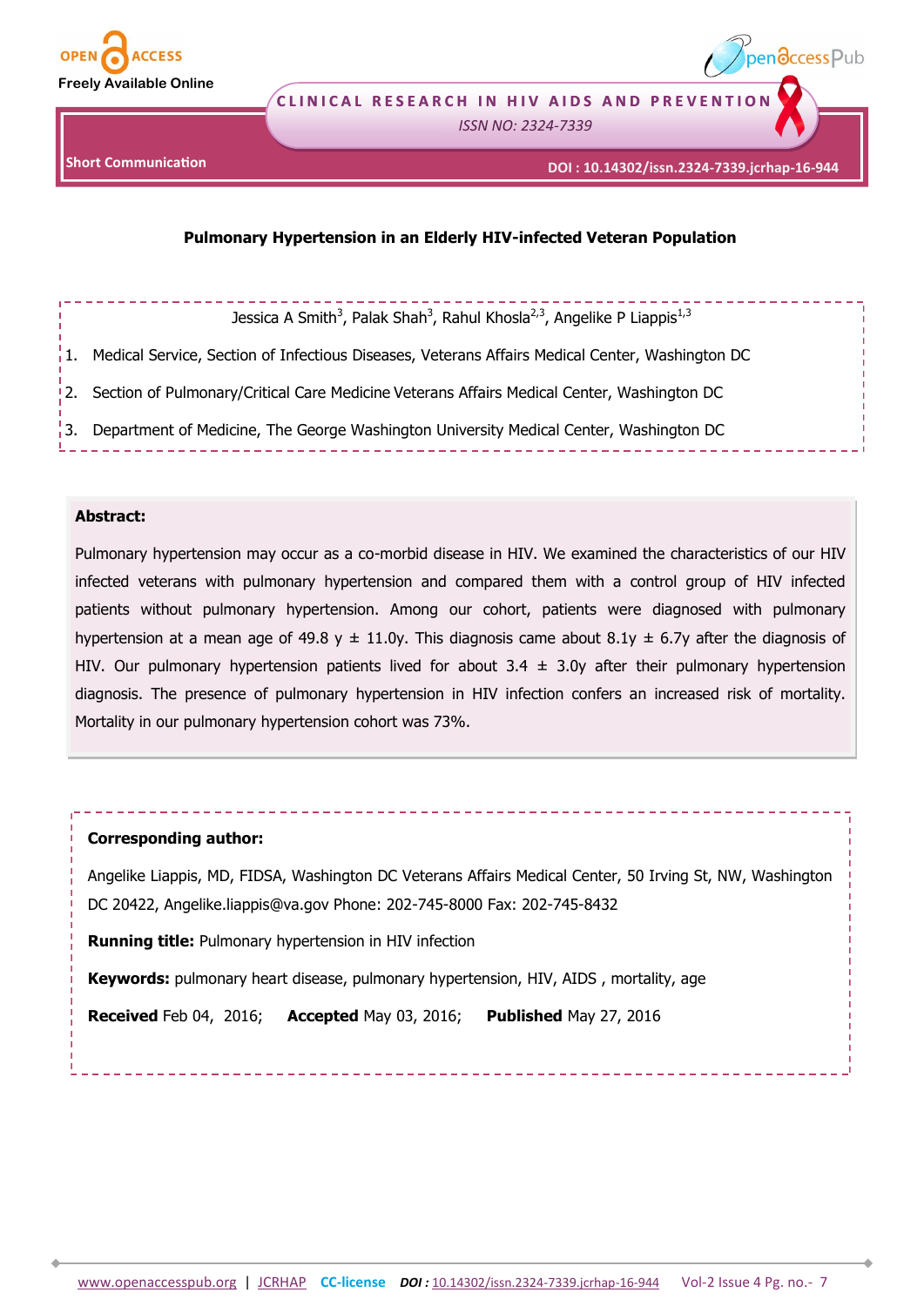Short Communication

DOI : 10.14302/issn.2324-7339.jcrhap-16-944

# Pulmonary Hypertension in an Elderly HIV-infected Veteran Population

Jessica A Smith[3], Palak Shah[3], Rahul Khosla[2,3], Angelike P Liappis[1,3]

1. Medical Service, Section of Infectious Diseases, Veterans Affairs Medical Center, Washington DC
2. Section of Pulmonary/Critical Care Medicine Veterans Affairs Medical Center, Washington DC
3. Department of Medicine, The George Washington University Medical Center, Washington DC

**Abstract:**

Pulmonary hypertension may occur as a co-morbid disease in HIV. We examined the characteristics of our HIV infected veterans with pulmonary hypertension and compared them with a control group of HIV infected patients without pulmonary hypertension. Among our cohort, patients were diagnosed with pulmonary hypertension at a mean age of 49.8 y ± 11.0y. This diagnosis came about 8.1y ± 6.7y after the diagnosis of HIV. Our pulmonary hypertension patients lived for about 3.4 ± 3.0y after their pulmonary hypertension diagnosis. The presence of pulmonary hypertension in HIV infection confers an increased risk of mortality. Mortality in our pulmonary hypertension cohort was 73%.

**Corresponding author:**

Angelike Liappis, MD, FIDSA, Washington DC Veterans Affairs Medical Center, 50 Irving St, NW, Washington DC 20422, Angelike.liappis@va.gov Phone: 202-745-8000 Fax: 202-745-8432

**Running title:** Pulmonary hypertension in HIV infection

**Keywords:** pulmonary heart disease, pulmonary hypertension, HIV, AIDS , mortality, age

**Received** Feb 04, 2016; **Accepted** May 03, 2016; **Published** May 27, 2016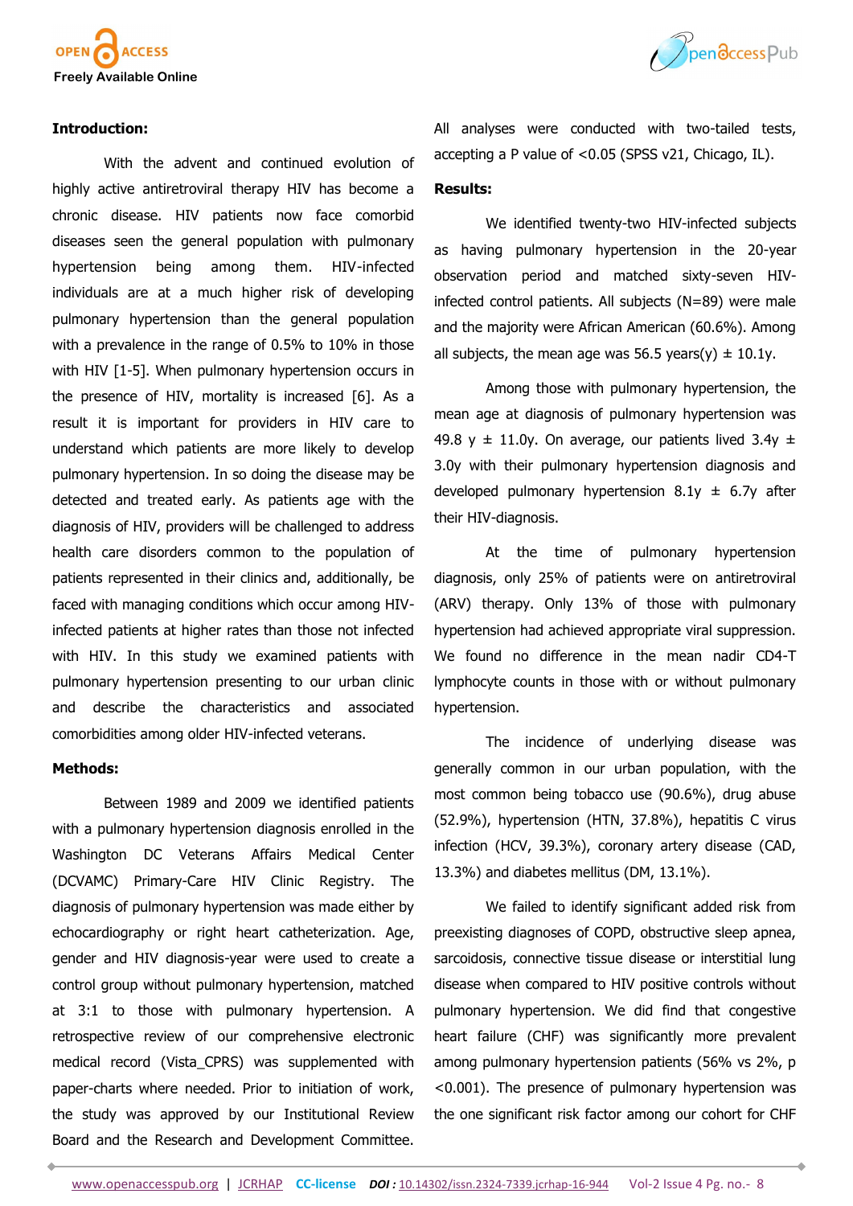## Introduction:

With the advent and continued evolution of highly active antiretroviral therapy HIV has become a chronic disease. HIV patients now face comorbid diseases seen the general population with pulmonary hypertension being among them. HIV-infected individuals are at a much higher risk of developing pulmonary hypertension than the general population with a prevalence in the range of 0.5% to 10% in those with HIV [1-5]. When pulmonary hypertension occurs in the presence of HIV, mortality is increased [6]. As a result it is important for providers in HIV care to understand which patients are more likely to develop pulmonary hypertension. In so doing the disease may be detected and treated early. As patients age with the diagnosis of HIV, providers will be challenged to address health care disorders common to the population of patients represented in their clinics and, additionally, be faced with managing conditions which occur among HIV-infected patients at higher rates than those not infected with HIV. In this study we examined patients with pulmonary hypertension presenting to our urban clinic and describe the characteristics and associated comorbidities among older HIV-infected veterans.

## Methods:

Between 1989 and 2009 we identified patients with a pulmonary hypertension diagnosis enrolled in the Washington DC Veterans Affairs Medical Center (DCVAMC) Primary-Care HIV Clinic Registry. The diagnosis of pulmonary hypertension was made either by echocardiography or right heart catheterization. Age, gender and HIV diagnosis-year were used to create a control group without pulmonary hypertension, matched at 3:1 to those with pulmonary hypertension. A retrospective review of our comprehensive electronic medical record (Vista_CPRS) was supplemented with paper-charts where needed. Prior to initiation of work, the study was approved by our Institutional Review Board and the Research and Development Committee. All analyses were conducted with two-tailed tests, accepting a P value of <0.05 (SPSS v21, Chicago, IL).

## Results:

We identified twenty-two HIV-infected subjects as having pulmonary hypertension in the 20-year observation period and matched sixty-seven HIV-infected control patients. All subjects (N=89) were male and the majority were African American (60.6%). Among all subjects, the mean age was 56.5 years(y) ± 10.1y.

Among those with pulmonary hypertension, the mean age at diagnosis of pulmonary hypertension was 49.8 y ± 11.0y. On average, our patients lived 3.4y ± 3.0y with their pulmonary hypertension diagnosis and developed pulmonary hypertension 8.1y ± 6.7y after their HIV-diagnosis.

At the time of pulmonary hypertension diagnosis, only 25% of patients were on antiretroviral (ARV) therapy. Only 13% of those with pulmonary hypertension had achieved appropriate viral suppression. We found no difference in the mean nadir CD4-T lymphocyte counts in those with or without pulmonary hypertension.

The incidence of underlying disease was generally common in our urban population, with the most common being tobacco use (90.6%), drug abuse (52.9%), hypertension (HTN, 37.8%), hepatitis C virus infection (HCV, 39.3%), coronary artery disease (CAD, 13.3%) and diabetes mellitus (DM, 13.1%).

We failed to identify significant added risk from preexisting diagnoses of COPD, obstructive sleep apnea, sarcoidosis, connective tissue disease or interstitial lung disease when compared to HIV positive controls without pulmonary hypertension. We did find that congestive heart failure (CHF) was significantly more prevalent among pulmonary hypertension patients (56% vs 2%, $p < 0.001$). The presence of pulmonary hypertension was the one significant risk factor among our cohort for CHF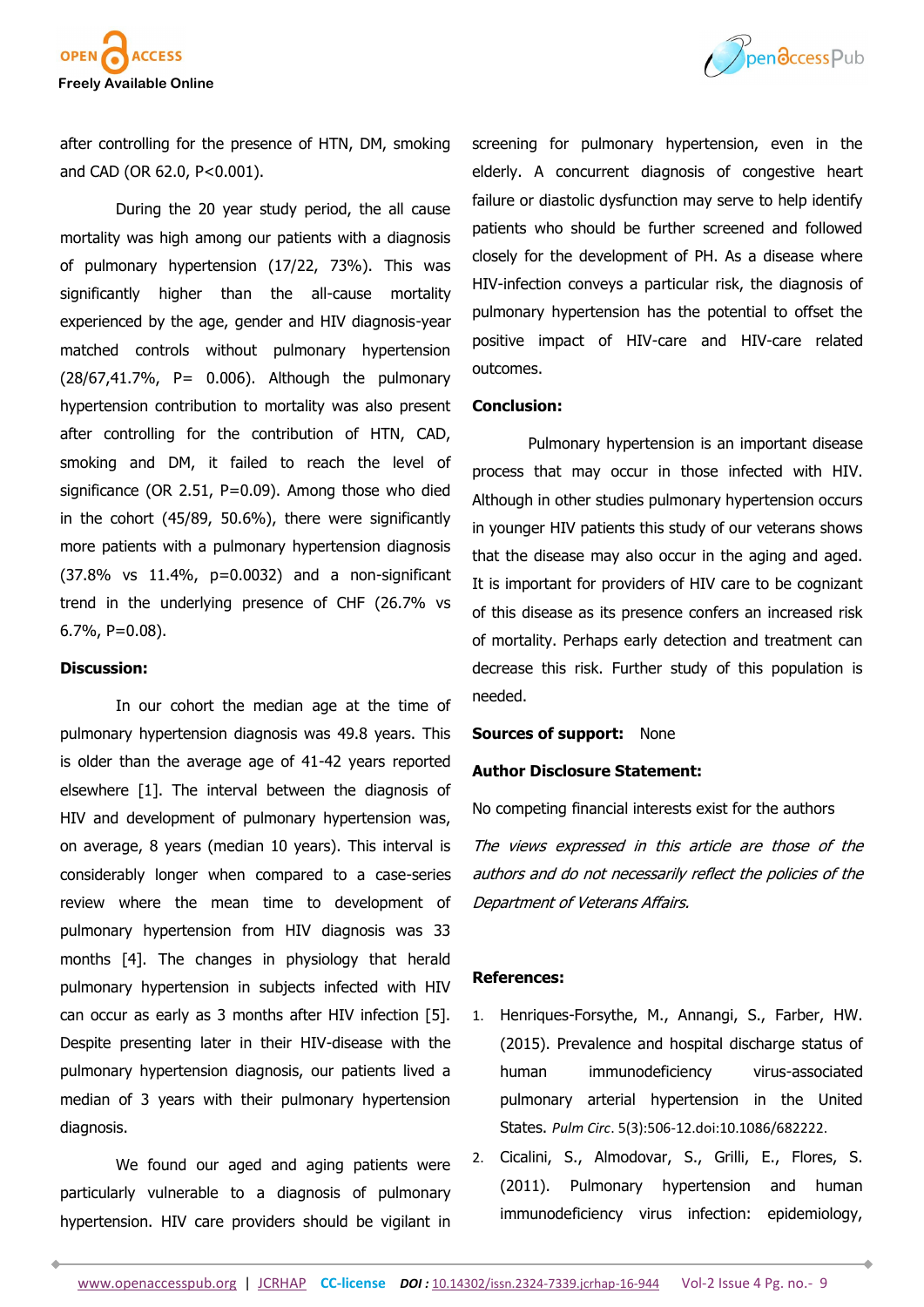after controlling for the presence of HTN, DM, smoking and CAD (OR 62.0, P<0.001).

During the 20 year study period, the all cause mortality was high among our patients with a diagnosis of pulmonary hypertension (17/22, 73%). This was significantly higher than the all-cause mortality experienced by the age, gender and HIV diagnosis-year matched controls without pulmonary hypertension (28/67,41.7%, P= 0.006). Although the pulmonary hypertension contribution to mortality was also present after controlling for the contribution of HTN, CAD, smoking and DM, it failed to reach the level of significance (OR 2.51, P=0.09). Among those who died in the cohort (45/89, 50.6%), there were significantly more patients with a pulmonary hypertension diagnosis (37.8% vs 11.4%, p=0.0032) and a non-significant trend in the underlying presence of CHF (26.7% vs 6.7%, P=0.08).

## Discussion:

In our cohort the median age at the time of pulmonary hypertension diagnosis was 49.8 years. This is older than the average age of 41-42 years reported elsewhere [1]. The interval between the diagnosis of HIV and development of pulmonary hypertension was, on average, 8 years (median 10 years). This interval is considerably longer when compared to a case-series review where the mean time to development of pulmonary hypertension from HIV diagnosis was 33 months [4]. The changes in physiology that herald pulmonary hypertension in subjects infected with HIV can occur as early as 3 months after HIV infection [5]. Despite presenting later in their HIV-disease with the pulmonary hypertension diagnosis, our patients lived a median of 3 years with their pulmonary hypertension diagnosis.

We found our aged and aging patients were particularly vulnerable to a diagnosis of pulmonary hypertension. HIV care providers should be vigilant in screening for pulmonary hypertension, even in the elderly. A concurrent diagnosis of congestive heart failure or diastolic dysfunction may serve to help identify patients who should be further screened and followed closely for the development of PH. As a disease where HIV-infection conveys a particular risk, the diagnosis of pulmonary hypertension has the potential to offset the positive impact of HIV-care and HIV-care related outcomes.

## Conclusion:

Pulmonary hypertension is an important disease process that may occur in those infected with HIV. Although in other studies pulmonary hypertension occurs in younger HIV patients this study of our veterans shows that the disease may also occur in the aging and aged. It is important for providers of HIV care to be cognizant of this disease as its presence confers an increased risk of mortality. Perhaps early detection and treatment can decrease this risk. Further study of this population is needed.

**Sources of support:** None

**Author Disclosure Statement:**

No competing financial interests exist for the authors

*The views expressed in this article are those of the authors and do not necessarily reflect the policies of the Department of Veterans Affairs.*

## References:

1. Henriques-Forsythe, M., Annangi, S., Farber, HW. (2015). Prevalence and hospital discharge status of human immunodeficiency virus-associated pulmonary arterial hypertension in the United States. *Pulm Circ*. 5(3):506-12.doi:10.1086/682222.
2. Cicalini, S., Almodovar, S., Grilli, E., Flores, S. (2011). Pulmonary hypertension and human immunodeficiency virus infection: epidemiology,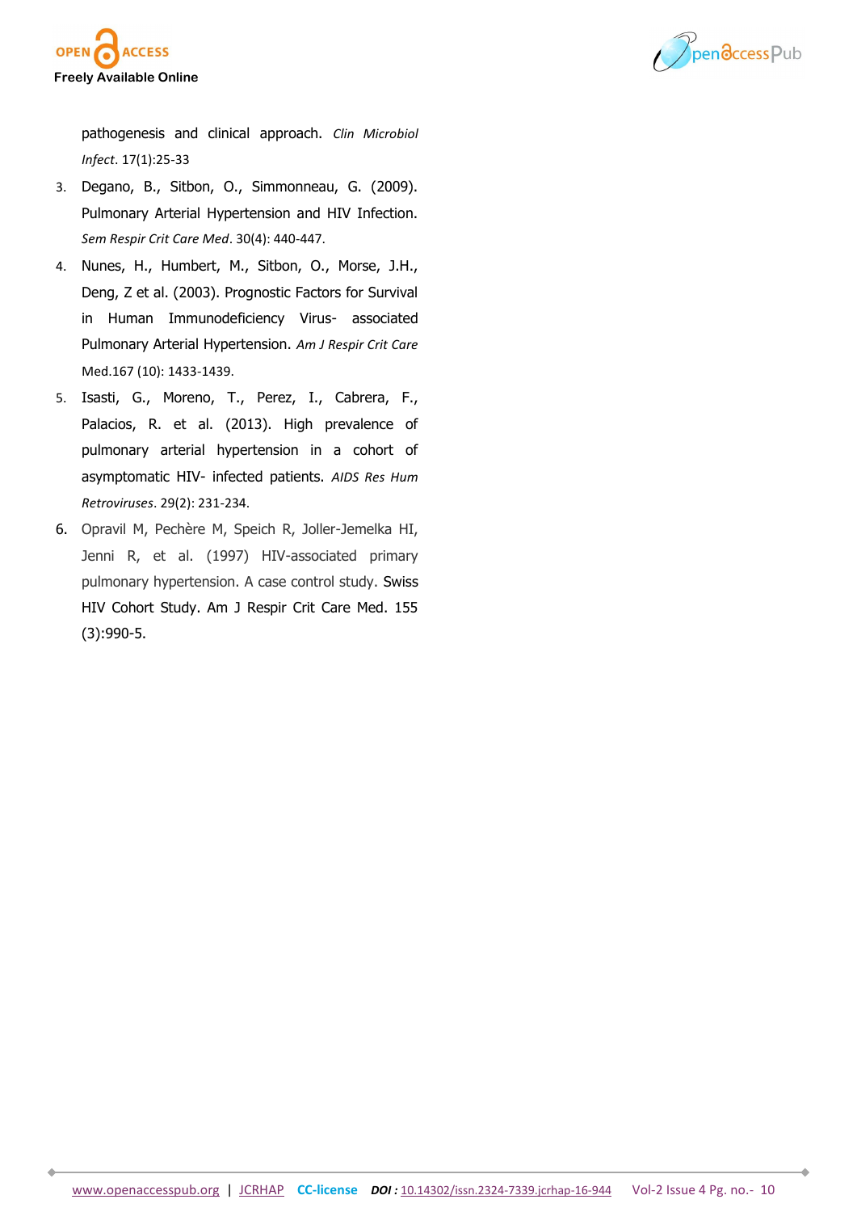pathogenesis and clinical approach. *Clin Microbiol Infect*. 17(1):25-33

3. Degano, B., Sitbon, O., Simmonneau, G. (2009). Pulmonary Arterial Hypertension and HIV Infection. *Sem Respir Crit Care Med*. 30(4): 440-447.
4. Nunes, H., Humbert, M., Sitbon, O., Morse, J.H., Deng, Z et al. (2003). Prognostic Factors for Survival in Human Immunodeficiency Virus- associated Pulmonary Arterial Hypertension. *Am J Respir Crit Care* Med.167 (10): 1433-1439.
5. Isasti, G., Moreno, T., Perez, I., Cabrera, F., Palacios, R. et al. (2013). High prevalence of pulmonary arterial hypertension in a cohort of asymptomatic HIV- infected patients. *AIDS Res Hum Retroviruses*. 29(2): 231-234.
6. Opravil M, Pechère M, Speich R, Joller-Jemelka HI, Jenni R, et al. (1997) HIV-associated primary pulmonary hypertension. A case control study. Swiss HIV Cohort Study. Am J Respir Crit Care Med. 155 (3):990-5.